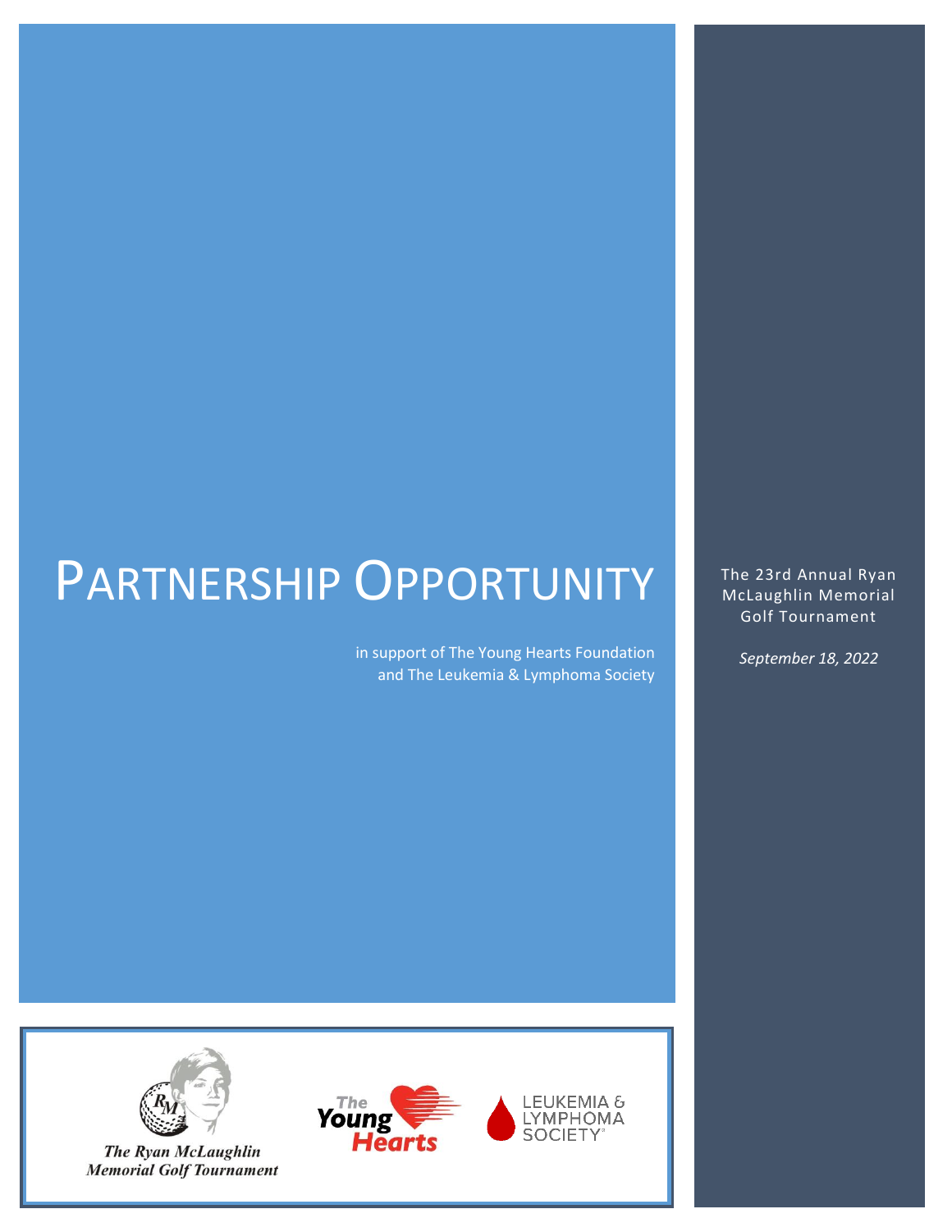# PARTNERSHIP OPPORTUNITY

in support of The Young Hearts Foundation and The Leukemia & Lymphoma Society

The 23rd Annual Ryan McLaughlin Memorial Golf Tournament

*September 18, 2022*

The Ryan McLaughlin Memorial Golf Tournament

The Young Hearts

LEUKEMIA & LYMPHOMA SOCIETY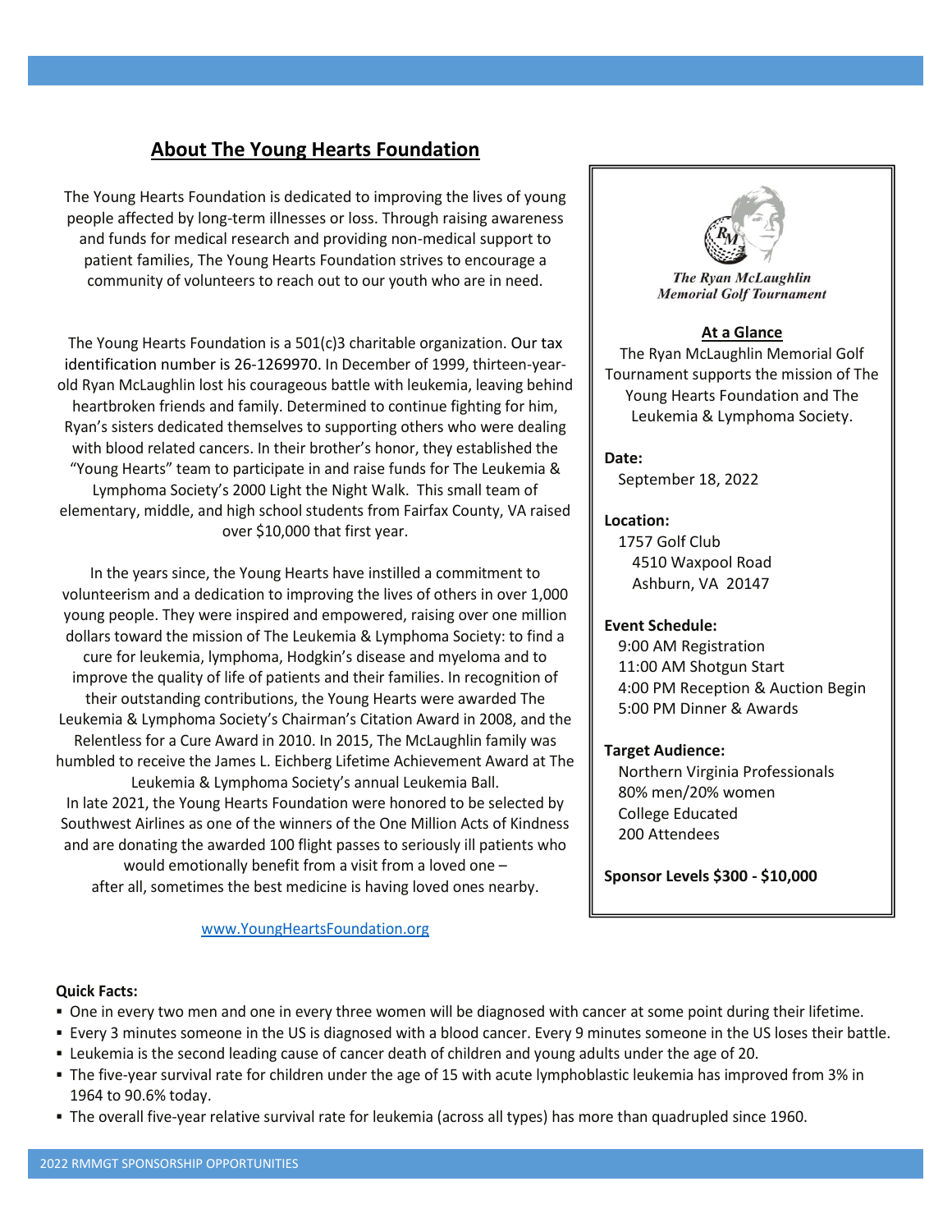## About The Young Hearts Foundation

The Young Hearts Foundation is dedicated to improving the lives of young people affected by long-term illnesses or loss. Through raising awareness and funds for medical research and providing non-medical support to patient families, The Young Hearts Foundation strives to encourage a community of volunteers to reach out to our youth who are in need.

The Young Hearts Foundation is a 501(c)3 charitable organization. Our tax identification number is 26-1269970. In December of 1999, thirteen-year-old Ryan McLaughlin lost his courageous battle with leukemia, leaving behind heartbroken friends and family. Determined to continue fighting for him, Ryan's sisters dedicated themselves to supporting others who were dealing with blood related cancers. In their brother's honor, they established the "Young Hearts" team to participate in and raise funds for The Leukemia & Lymphoma Society's 2000 Light the Night Walk. This small team of elementary, middle, and high school students from Fairfax County, VA raised over $10,000 that first year.

In the years since, the Young Hearts have instilled a commitment to volunteerism and a dedication to improving the lives of others in over 1,000 young people. They were inspired and empowered, raising over one million dollars toward the mission of The Leukemia & Lymphoma Society: to find a cure for leukemia, lymphoma, Hodgkin's disease and myeloma and to improve the quality of life of patients and their families. In recognition of their outstanding contributions, the Young Hearts were awarded The Leukemia & Lymphoma Society's Chairman's Citation Award in 2008, and the Relentless for a Cure Award in 2010. In 2015, The McLaughlin family was humbled to receive the James L. Eichberg Lifetime Achievement Award at The Leukemia & Lymphoma Society's annual Leukemia Ball.
In late 2021, the Young Hearts Foundation were honored to be selected by Southwest Airlines as one of the winners of the One Million Acts of Kindness and are donating the awarded 100 flight passes to seriously ill patients who would emotionally benefit from a visit from a loved one – after all, sometimes the best medicine is having loved ones nearby.

www.YoungHeartsFoundation.org

*The Ryan McLaughlin Memorial Golf Tournament*

**At a Glance**

The Ryan McLaughlin Memorial Golf Tournament supports the mission of The Young Hearts Foundation and The Leukemia & Lymphoma Society.

**Date:**
September 18, 2022

**Location:**
1757 Golf Club
4510 Waxpool Road
Ashburn, VA 20147

**Event Schedule:**
9:00 AM Registration
11:00 AM Shotgun Start
4:00 PM Reception & Auction Begin
5:00 PM Dinner & Awards

**Target Audience:**
Northern Virginia Professionals
80% men/20% women
College Educated
200 Attendees

**Sponsor Levels $300 - $10,000**

**Quick Facts:**

- One in every two men and one in every three women will be diagnosed with cancer at some point during their lifetime.
- Every 3 minutes someone in the US is diagnosed with a blood cancer. Every 9 minutes someone in the US loses their battle.
- Leukemia is the second leading cause of cancer death of children and young adults under the age of 20.
- The five-year survival rate for children under the age of 15 with acute lymphoblastic leukemia has improved from 3% in 1964 to 90.6% today.
- The overall five-year relative survival rate for leukemia (across all types) has more than quadrupled since 1960.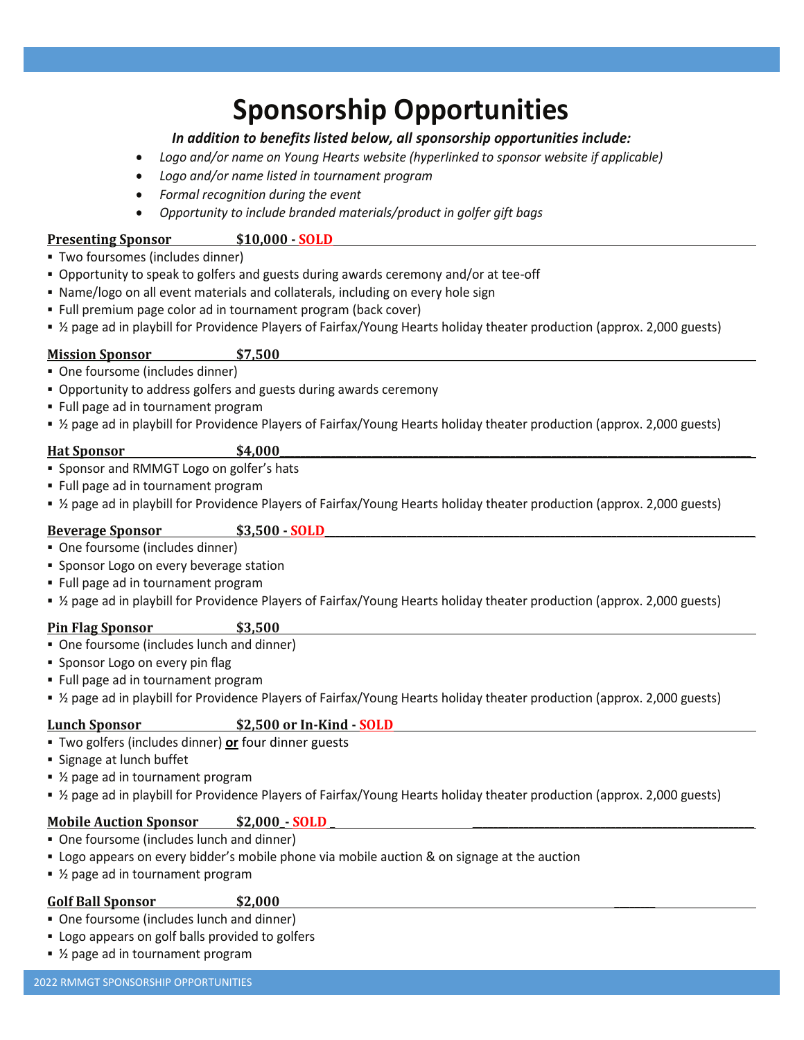# Sponsorship Opportunities

***In addition to benefits listed below, all sponsorship opportunities include:***

- *Logo and/or name on Young Hearts website (hyperlinked to sponsor website if applicable)*
- *Logo and/or name listed in tournament program*
- *Formal recognition during the event*
- *Opportunity to include branded materials/product in golfer gift bags*

**Presenting Sponsor $10,000 - SOLD**

- Two foursomes (includes dinner)
- Opportunity to speak to golfers and guests during awards ceremony and/or at tee-off
- Name/logo on all event materials and collaterals, including on every hole sign
- Full premium page color ad in tournament program (back cover)
- ½ page ad in playbill for Providence Players of Fairfax/Young Hearts holiday theater production (approx. 2,000 guests)

**Mission Sponsor $7,500**

- One foursome (includes dinner)
- Opportunity to address golfers and guests during awards ceremony
- Full page ad in tournament program
- ½ page ad in playbill for Providence Players of Fairfax/Young Hearts holiday theater production (approx. 2,000 guests)

**Hat Sponsor $4,000**

- Sponsor and RMMGT Logo on golfer's hats
- Full page ad in tournament program
- ½ page ad in playbill for Providence Players of Fairfax/Young Hearts holiday theater production (approx. 2,000 guests)

**Beverage Sponsor $3,500 - SOLD**

- One foursome (includes dinner)
- Sponsor Logo on every beverage station
- Full page ad in tournament program
- ½ page ad in playbill for Providence Players of Fairfax/Young Hearts holiday theater production (approx. 2,000 guests)

**Pin Flag Sponsor $3,500**

- One foursome (includes lunch and dinner)
- Sponsor Logo on every pin flag
- Full page ad in tournament program
- ½ page ad in playbill for Providence Players of Fairfax/Young Hearts holiday theater production (approx. 2,000 guests)

**Lunch Sponsor $2,500 or In-Kind - SOLD**

- Two golfers (includes dinner) **or** four dinner guests
- Signage at lunch buffet
- ½ page ad in tournament program
- ½ page ad in playbill for Providence Players of Fairfax/Young Hearts holiday theater production (approx. 2,000 guests)

**Mobile Auction Sponsor $2,000 - SOLD**

- One foursome (includes lunch and dinner)
- Logo appears on every bidder's mobile phone via mobile auction & on signage at the auction
- ½ page ad in tournament program

**Golf Ball Sponsor $2,000**

- One foursome (includes lunch and dinner)
- Logo appears on golf balls provided to golfers
- ½ page ad in tournament program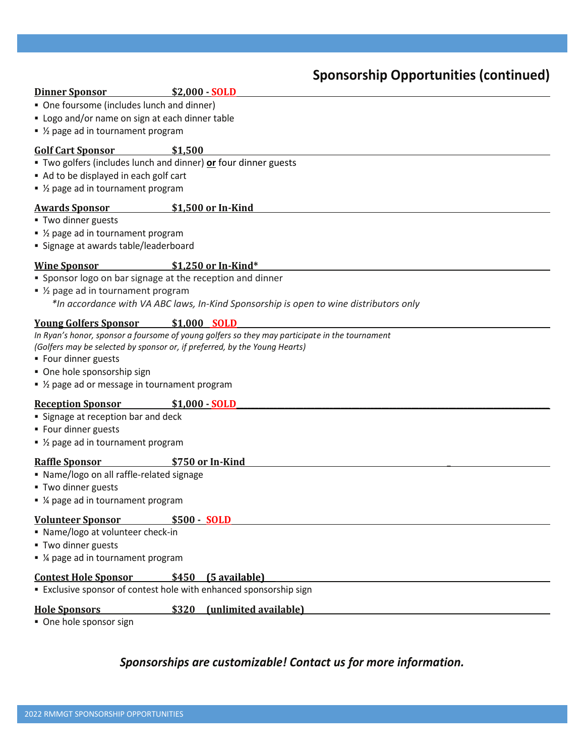## Sponsorship Opportunities (continued)

**Dinner Sponsor** **$2,000 - SOLD**

- One foursome (includes lunch and dinner)
- Logo and/or name on sign at each dinner table
- ½ page ad in tournament program

**Golf Cart Sponsor** **$1,500**

- Two golfers (includes lunch and dinner) **or** four dinner guests
- Ad to be displayed in each golf cart
- ½ page ad in tournament program

**Awards Sponsor** **$1,500 or In-Kind**

- Two dinner guests
- ½ page ad in tournament program
- Signage at awards table/leaderboard

**Wine Sponsor** **$1,250 or In-Kind***

- Sponsor logo on bar signage at the reception and dinner
- ½ page ad in tournament program

*\*In accordance with VA ABC laws, In-Kind Sponsorship is open to wine distributors only*

**Young Golfers Sponsor** **$1,000 SOLD**

*In Ryan's honor, sponsor a foursome of young golfers so they may participate in the tournament (Golfers may be selected by sponsor or, if preferred, by the Young Hearts)*

- Four dinner guests
- One hole sponsorship sign
- ½ page ad or message in tournament program

**Reception Sponsor** **$1,000 - SOLD**

- Signage at reception bar and deck
- Four dinner guests
- ½ page ad in tournament program

**Raffle Sponsor** **$750 or In-Kind**

- Name/logo on all raffle-related signage
- Two dinner guests
- ¼ page ad in tournament program

**Volunteer Sponsor** **$500 - SOLD**

- Name/logo at volunteer check-in
- Two dinner guests
- ¼ page ad in tournament program

**Contest Hole Sponsor** **$450 (5 available)**

- Exclusive sponsor of contest hole with enhanced sponsorship sign

**Hole Sponsors** **$320 (unlimited available)**

- One hole sponsor sign

***Sponsorships are customizable! Contact us for more information.***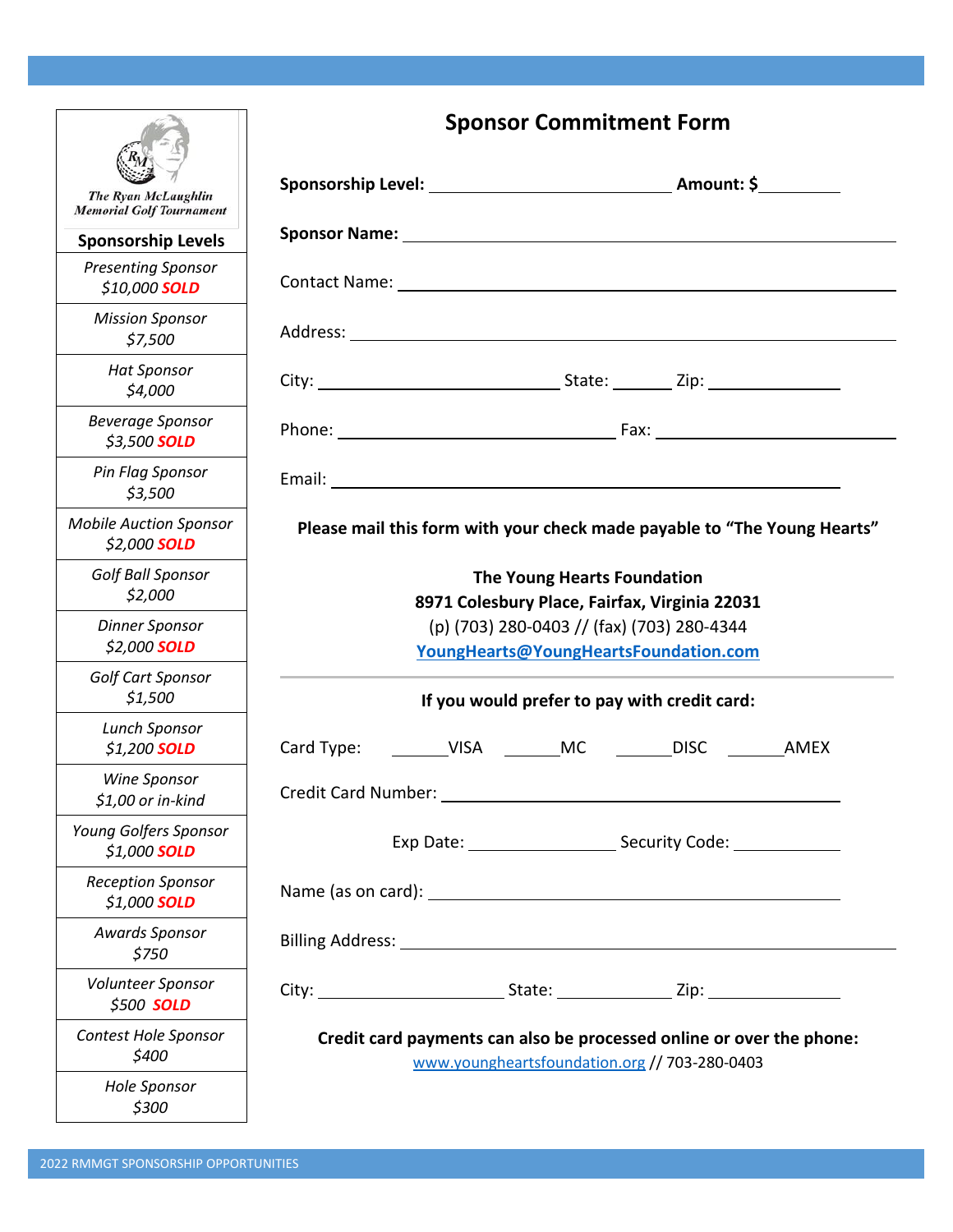The Ryan McLaughlin Memorial Golf Tournament

| Sponsorship Levels |
| --- |
| *Presenting Sponsor $10,000* ***SOLD*** |
| *Mission Sponsor $7,500* |
| *Hat Sponsor $4,000* |
| *Beverage Sponsor $3,500* ***SOLD*** |
| *Pin Flag Sponsor $3,500* |
| *Mobile Auction Sponsor $2,000* ***SOLD*** |
| *Golf Ball Sponsor $2,000* |
| *Dinner Sponsor $2,000* ***SOLD*** |
| *Golf Cart Sponsor $1,500* |
| *Lunch Sponsor $1,200* ***SOLD*** |
| *Wine Sponsor $1,00 or in-kind* |
| *Young Golfers Sponsor $1,000* ***SOLD*** |
| *Reception Sponsor $1,000* ***SOLD*** |
| *Awards Sponsor $750* |
| *Volunteer Sponsor $500* ***SOLD*** |
| *Contest Hole Sponsor $400* |
| *Hole Sponsor $300* |

# Sponsor Commitment Form

**Sponsorship Level:** ____________________ **Amount: $**__________

**Sponsor Name:** ____________________

Contact Name: ____________________

Address: ____________________

City: ____________________ State: ______ Zip: __________

Phone: ____________________ Fax: ____________________

Email: ____________________

**Please mail this form with your check made payable to "The Young Hearts"**

**The Young Hearts Foundation**
**8971 Colesbury Place, Fairfax, Virginia 22031**
(p) (703) 280-0403 // (fax) (703) 280-4344
**YoungHearts@YoungHeartsFoundation.com**

---

**If you would prefer to pay with credit card:**

Card Type: ______VISA ______MC ______DISC ______AMEX

Credit Card Number: ____________________

Exp Date: __________ Security Code: __________

Name (as on card): ____________________

Billing Address: ____________________

City: ____________________ State: __________ Zip: __________

**Credit card payments can also be processed online or over the phone:**
www.youngheartsfoundation.org // 703-280-0403

2022 RMMGT SPONSORSHIP OPPORTUNITIES